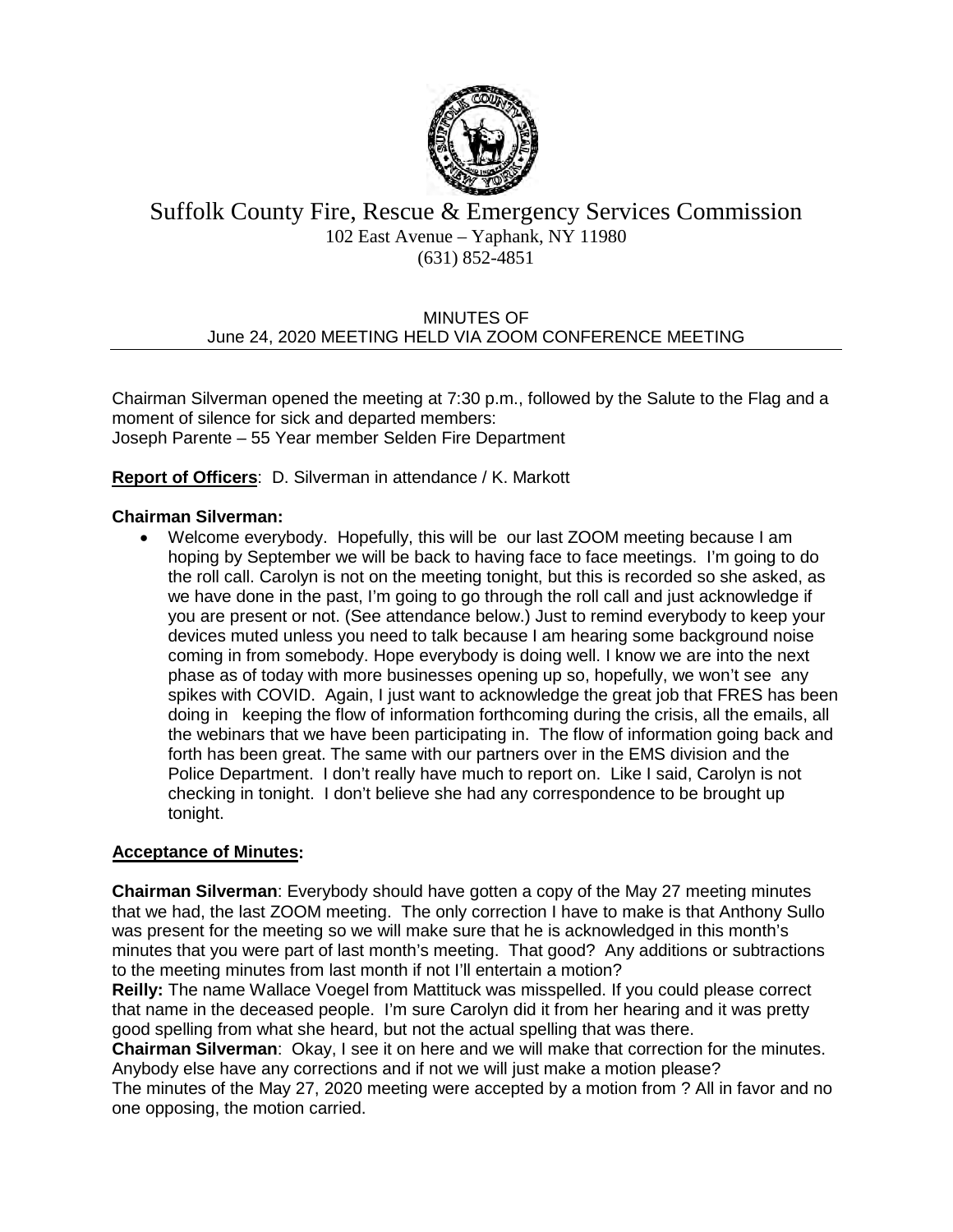# Suffolk County Fire, Rescue & Emergency Services Commission

102 East Avenue – Yaphank, NY 11980

(631) 852-4851

MINUTES OF
June 24, 2020 MEETING HELD VIA ZOOM CONFERENCE MEETING

Chairman Silverman opened the meeting at 7:30 p.m., followed by the Salute to the Flag and a moment of silence for sick and departed members:
Joseph Parente – 55 Year member Selden Fire Department

**Report of Officers**: D. Silverman in attendance / K. Markott

**Chairman Silverman:**

- Welcome everybody. Hopefully, this will be our last ZOOM meeting because I am hoping by September we will be back to having face to face meetings. I'm going to do the roll call. Carolyn is not on the meeting tonight, but this is recorded so she asked, as we have done in the past, I'm going to go through the roll call and just acknowledge if you are present or not. (See attendance below.) Just to remind everybody to keep your devices muted unless you need to talk because I am hearing some background noise coming in from somebody. Hope everybody is doing well. I know we are into the next phase as of today with more businesses opening up so, hopefully, we won't see any spikes with COVID. Again, I just want to acknowledge the great job that FRES has been doing in keeping the flow of information forthcoming during the crisis, all the emails, all the webinars that we have been participating in. The flow of information going back and forth has been great. The same with our partners over in the EMS division and the Police Department. I don't really have much to report on. Like I said, Carolyn is not checking in tonight. I don't believe she had any correspondence to be brought up tonight.

**Acceptance of Minutes:**

**Chairman Silverman**: Everybody should have gotten a copy of the May 27 meeting minutes that we had, the last ZOOM meeting. The only correction I have to make is that Anthony Sullo was present for the meeting so we will make sure that he is acknowledged in this month's minutes that you were part of last month's meeting. That good? Any additions or subtractions to the meeting minutes from last month if not I'll entertain a motion?

**Reilly:** The name Wallace Voegel from Mattituck was misspelled. If you could please correct that name in the deceased people. I'm sure Carolyn did it from her hearing and it was pretty good spelling from what she heard, but not the actual spelling that was there.

**Chairman Silverman**: Okay, I see it on here and we will make that correction for the minutes. Anybody else have any corrections and if not we will just make a motion please?

The minutes of the May 27, 2020 meeting were accepted by a motion from ? All in favor and no one opposing, the motion carried.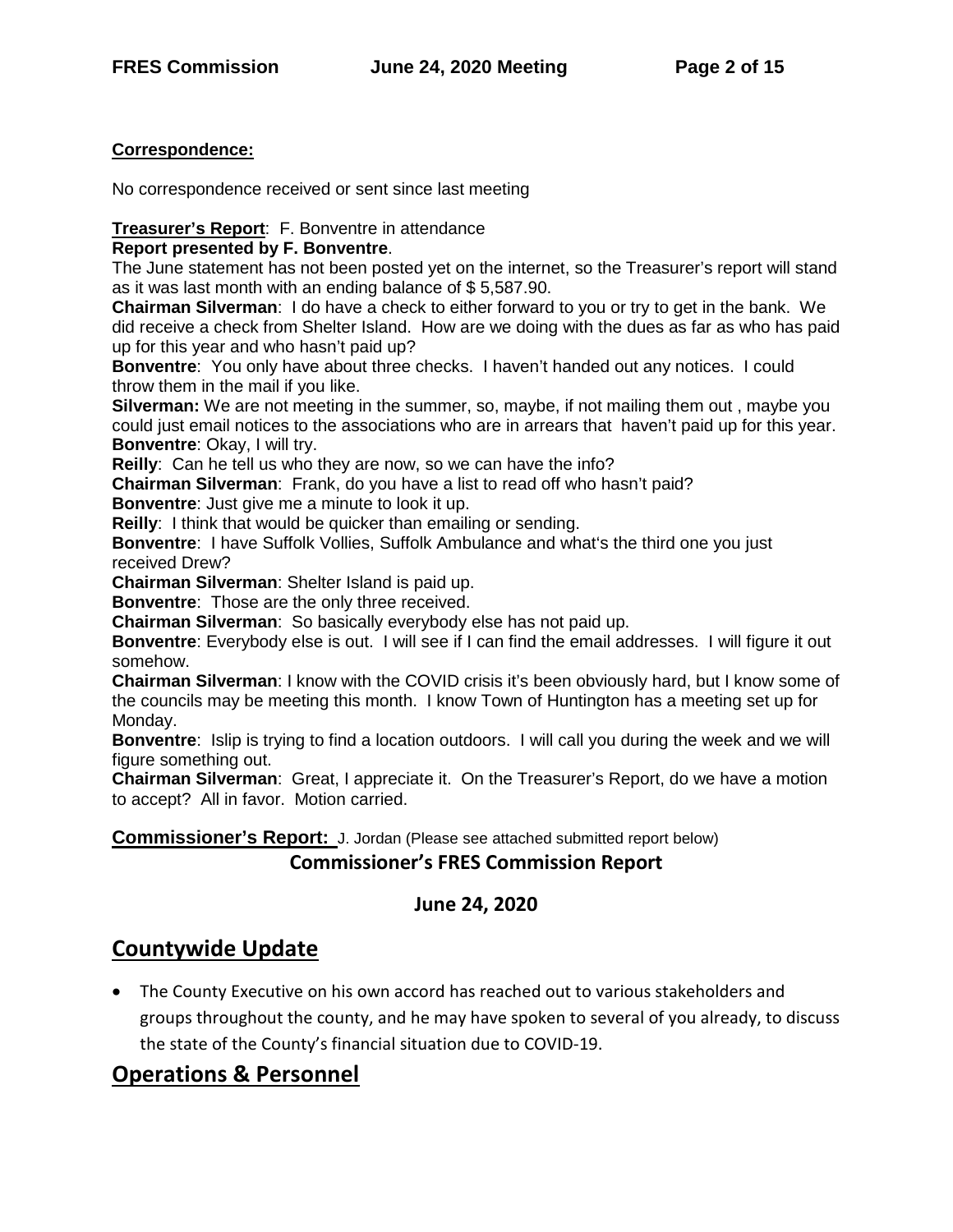**Correspondence:**

No correspondence received or sent since last meeting

**Treasurer's Report**: F. Bonventre in attendance

**Report presented by F. Bonventre**.

The June statement has not been posted yet on the internet, so the Treasurer's report will stand as it was last month with an ending balance of $ 5,587.90.

**Chairman Silverman**: I do have a check to either forward to you or try to get in the bank. We did receive a check from Shelter Island. How are we doing with the dues as far as who has paid up for this year and who hasn't paid up?

**Bonventre**: You only have about three checks. I haven't handed out any notices. I could throw them in the mail if you like.

**Silverman:** We are not meeting in the summer, so, maybe, if not mailing them out , maybe you could just email notices to the associations who are in arrears that haven't paid up for this year.

**Bonventre**: Okay, I will try.

**Reilly**: Can he tell us who they are now, so we can have the info?

**Chairman Silverman**: Frank, do you have a list to read off who hasn't paid?

**Bonventre**: Just give me a minute to look it up.

**Reilly**: I think that would be quicker than emailing or sending.

**Bonventre**: I have Suffolk Vollies, Suffolk Ambulance and what's the third one you just received Drew?

**Chairman Silverman**: Shelter Island is paid up.

**Bonventre**: Those are the only three received.

**Chairman Silverman**: So basically everybody else has not paid up.

**Bonventre**: Everybody else is out. I will see if I can find the email addresses. I will figure it out somehow.

**Chairman Silverman**: I know with the COVID crisis it's been obviously hard, but I know some of the councils may be meeting this month. I know Town of Huntington has a meeting set up for Monday.

**Bonventre**: Islip is trying to find a location outdoors. I will call you during the week and we will figure something out.

**Chairman Silverman**: Great, I appreciate it. On the Treasurer's Report, do we have a motion to accept? All in favor. Motion carried.

**Commissioner's Report:** J. Jordan (Please see attached submitted report below)

**Commissioner's FRES Commission Report**

**June 24, 2020**

## Countywide Update

- The County Executive on his own accord has reached out to various stakeholders and groups throughout the county, and he may have spoken to several of you already, to discuss the state of the County's financial situation due to COVID-19.

## Operations & Personnel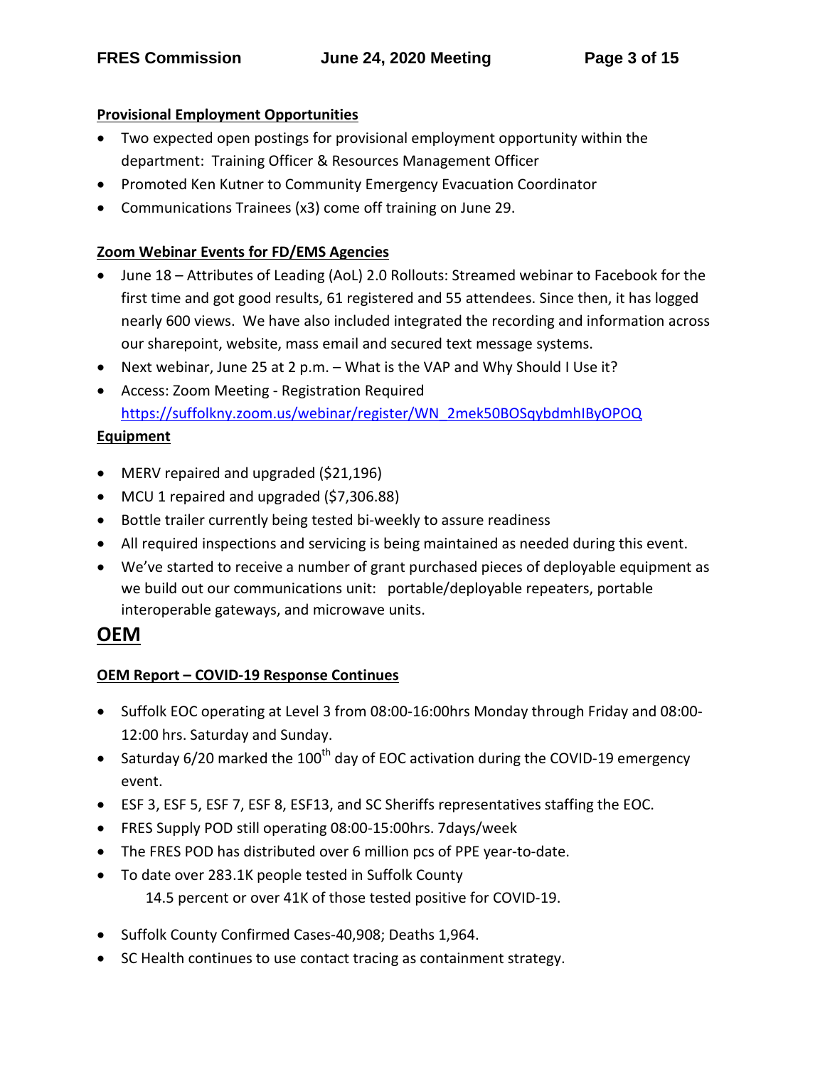**Provisional Employment Opportunities**

- Two expected open postings for provisional employment opportunity within the department: Training Officer & Resources Management Officer
- Promoted Ken Kutner to Community Emergency Evacuation Coordinator
- Communications Trainees (x3) come off training on June 29.

**Zoom Webinar Events for FD/EMS Agencies**

- June 18 – Attributes of Leading (AoL) 2.0 Rollouts: Streamed webinar to Facebook for the first time and got good results, 61 registered and 55 attendees. Since then, it has logged nearly 600 views. We have also included integrated the recording and information across our sharepoint, website, mass email and secured text message systems.
- Next webinar, June 25 at 2 p.m. – What is the VAP and Why Should I Use it?
- Access: Zoom Meeting - Registration Required https://suffolkny.zoom.us/webinar/register/WN_2mek50BOSqybdmhIByOPOQ

**Equipment**

- MERV repaired and upgraded ($21,196)
- MCU 1 repaired and upgraded ($7,306.88)
- Bottle trailer currently being tested bi-weekly to assure readiness
- All required inspections and servicing is being maintained as needed during this event.
- We've started to receive a number of grant purchased pieces of deployable equipment as we build out our communications unit: portable/deployable repeaters, portable interoperable gateways, and microwave units.

# OEM

**OEM Report – COVID-19 Response Continues**

- Suffolk EOC operating at Level 3 from 08:00-16:00hrs Monday through Friday and 08:00-12:00 hrs. Saturday and Sunday.
- Saturday 6/20 marked the 100th day of EOC activation during the COVID-19 emergency event.
- ESF 3, ESF 5, ESF 7, ESF 8, ESF13, and SC Sheriffs representatives staffing the EOC.
- FRES Supply POD still operating 08:00-15:00hrs. 7days/week
- The FRES POD has distributed over 6 million pcs of PPE year-to-date.
- To date over 283.1K people tested in Suffolk County
  14.5 percent or over 41K of those tested positive for COVID-19.
- Suffolk County Confirmed Cases-40,908; Deaths 1,964.
- SC Health continues to use contact tracing as containment strategy.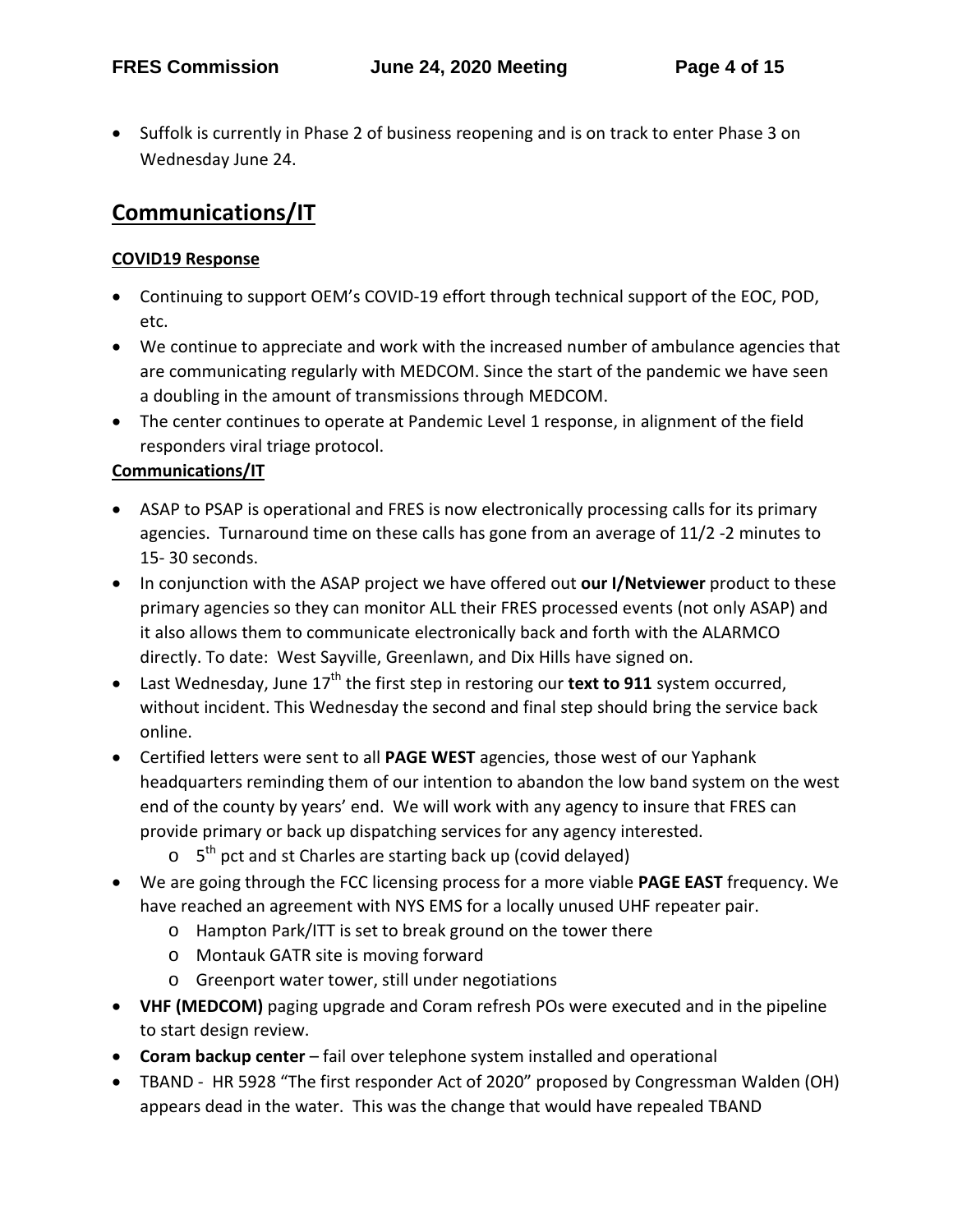- Suffolk is currently in Phase 2 of business reopening and is on track to enter Phase 3 on Wednesday June 24.

## Communications/IT

**COVID19 Response**

- Continuing to support OEM's COVID-19 effort through technical support of the EOC, POD, etc.
- We continue to appreciate and work with the increased number of ambulance agencies that are communicating regularly with MEDCOM. Since the start of the pandemic we have seen a doubling in the amount of transmissions through MEDCOM.
- The center continues to operate at Pandemic Level 1 response, in alignment of the field responders viral triage protocol.

**Communications/IT**

- ASAP to PSAP is operational and FRES is now electronically processing calls for its primary agencies. Turnaround time on these calls has gone from an average of 11/2 -2 minutes to 15- 30 seconds.
- In conjunction with the ASAP project we have offered out **our I/Netviewer** product to these primary agencies so they can monitor ALL their FRES processed events (not only ASAP) and it also allows them to communicate electronically back and forth with the ALARMCO directly. To date: West Sayville, Greenlawn, and Dix Hills have signed on.
- Last Wednesday, June 17th the first step in restoring our **text to 911** system occurred, without incident. This Wednesday the second and final step should bring the service back online.
- Certified letters were sent to all **PAGE WEST** agencies, those west of our Yaphank headquarters reminding them of our intention to abandon the low band system on the west end of the county by years' end. We will work with any agency to insure that FRES can provide primary or back up dispatching services for any agency interested.
  - 5th pct and st Charles are starting back up (covid delayed)
- We are going through the FCC licensing process for a more viable **PAGE EAST** frequency. We have reached an agreement with NYS EMS for a locally unused UHF repeater pair.
  - Hampton Park/ITT is set to break ground on the tower there
  - Montauk GATR site is moving forward
  - Greenport water tower, still under negotiations
- **VHF (MEDCOM)** paging upgrade and Coram refresh POs were executed and in the pipeline to start design review.
- **Coram backup center** – fail over telephone system installed and operational
- TBAND - HR 5928 "The first responder Act of 2020" proposed by Congressman Walden (OH) appears dead in the water. This was the change that would have repealed TBAND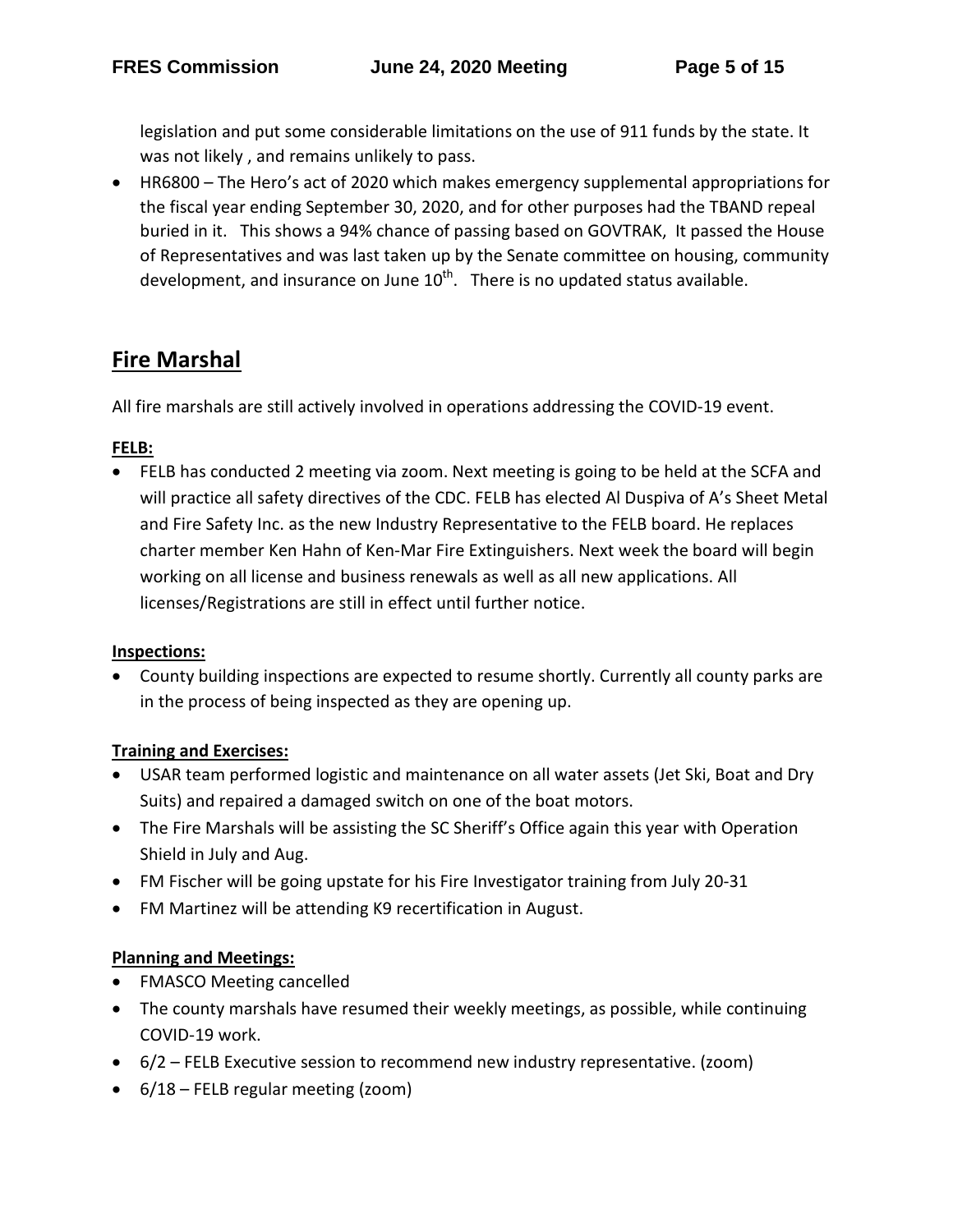legislation and put some considerable limitations on the use of 911 funds by the state. It was not likely , and remains unlikely to pass.

- HR6800 – The Hero's act of 2020 which makes emergency supplemental appropriations for the fiscal year ending September 30, 2020, and for other purposes had the TBAND repeal buried in it. This shows a 94% chance of passing based on GOVTRAK, It passed the House of Representatives and was last taken up by the Senate committee on housing, community development, and insurance on June 10th. There is no updated status available.

## Fire Marshal

All fire marshals are still actively involved in operations addressing the COVID-19 event.

**FELB:**

- FELB has conducted 2 meeting via zoom. Next meeting is going to be held at the SCFA and will practice all safety directives of the CDC. FELB has elected Al Duspiva of A's Sheet Metal and Fire Safety Inc. as the new Industry Representative to the FELB board. He replaces charter member Ken Hahn of Ken-Mar Fire Extinguishers. Next week the board will begin working on all license and business renewals as well as all new applications. All licenses/Registrations are still in effect until further notice.

**Inspections:**

- County building inspections are expected to resume shortly. Currently all county parks are in the process of being inspected as they are opening up.

**Training and Exercises:**

- USAR team performed logistic and maintenance on all water assets (Jet Ski, Boat and Dry Suits) and repaired a damaged switch on one of the boat motors.
- The Fire Marshals will be assisting the SC Sheriff's Office again this year with Operation Shield in July and Aug.
- FM Fischer will be going upstate for his Fire Investigator training from July 20-31
- FM Martinez will be attending K9 recertification in August.

**Planning and Meetings:**

- FMASCO Meeting cancelled
- The county marshals have resumed their weekly meetings, as possible, while continuing COVID-19 work.
- 6/2 – FELB Executive session to recommend new industry representative. (zoom)
- 6/18 – FELB regular meeting (zoom)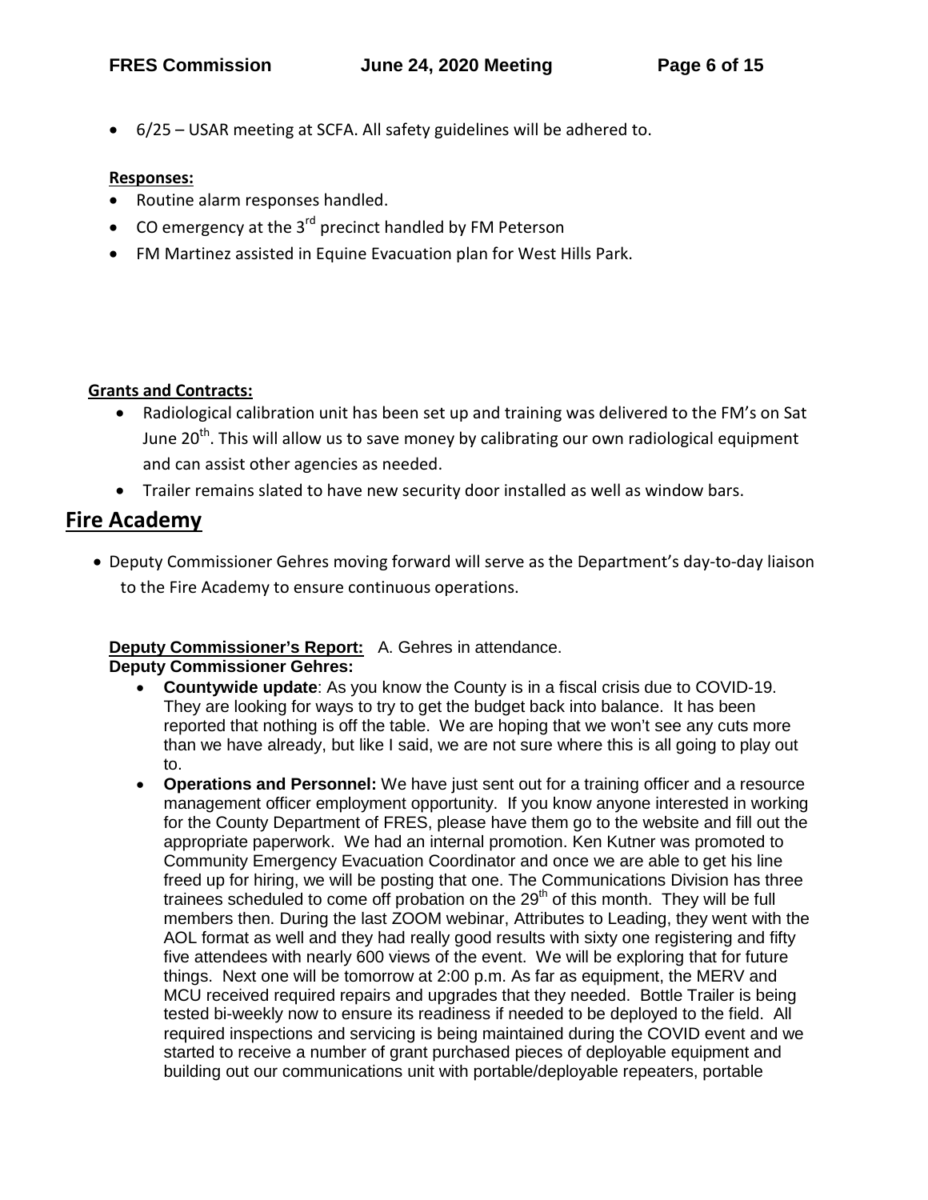- 6/25 – USAR meeting at SCFA. All safety guidelines will be adhered to.

**Responses:**

- Routine alarm responses handled.
- CO emergency at the 3rd precinct handled by FM Peterson
- FM Martinez assisted in Equine Evacuation plan for West Hills Park.

**Grants and Contracts:**

- Radiological calibration unit has been set up and training was delivered to the FM's on Sat June 20th. This will allow us to save money by calibrating our own radiological equipment and can assist other agencies as needed.
- Trailer remains slated to have new security door installed as well as window bars.

## Fire Academy

- Deputy Commissioner Gehres moving forward will serve as the Department's day-to-day liaison to the Fire Academy to ensure continuous operations.

**Deputy Commissioner's Report:** A. Gehres in attendance.

**Deputy Commissioner Gehres:**

- **Countywide update**: As you know the County is in a fiscal crisis due to COVID-19. They are looking for ways to try to get the budget back into balance. It has been reported that nothing is off the table. We are hoping that we won't see any cuts more than we have already, but like I said, we are not sure where this is all going to play out to.
- **Operations and Personnel:** We have just sent out for a training officer and a resource management officer employment opportunity. If you know anyone interested in working for the County Department of FRES, please have them go to the website and fill out the appropriate paperwork. We had an internal promotion. Ken Kutner was promoted to Community Emergency Evacuation Coordinator and once we are able to get his line freed up for hiring, we will be posting that one. The Communications Division has three trainees scheduled to come off probation on the 29th of this month. They will be full members then. During the last ZOOM webinar, Attributes to Leading, they went with the AOL format as well and they had really good results with sixty one registering and fifty five attendees with nearly 600 views of the event. We will be exploring that for future things. Next one will be tomorrow at 2:00 p.m. As far as equipment, the MERV and MCU received required repairs and upgrades that they needed. Bottle Trailer is being tested bi-weekly now to ensure its readiness if needed to be deployed to the field. All required inspections and servicing is being maintained during the COVID event and we started to receive a number of grant purchased pieces of deployable equipment and building out our communications unit with portable/deployable repeaters, portable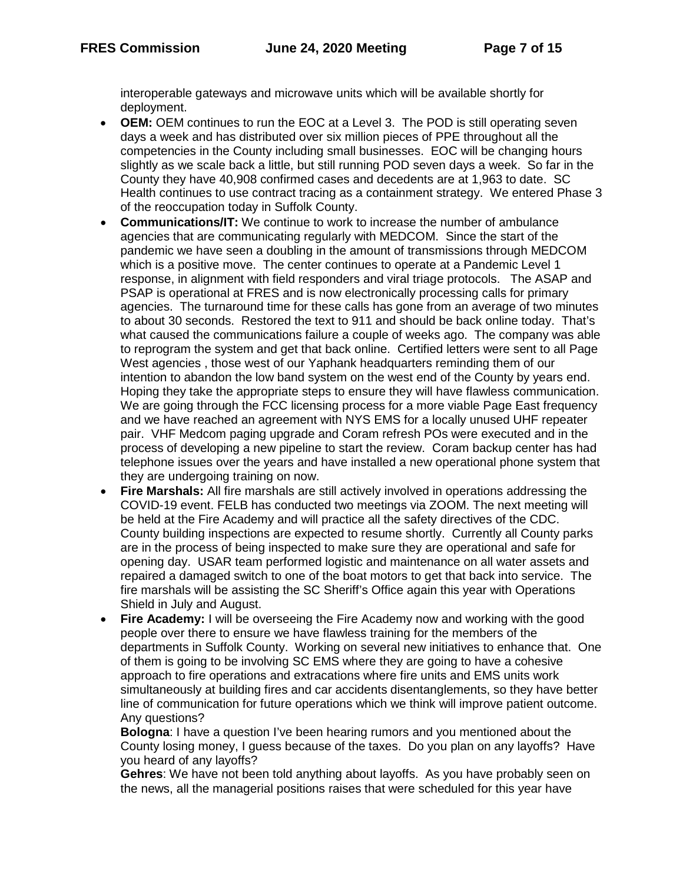interoperable gateways and microwave units which will be available shortly for deployment.

- **OEM:** OEM continues to run the EOC at a Level 3. The POD is still operating seven days a week and has distributed over six million pieces of PPE throughout all the competencies in the County including small businesses. EOC will be changing hours slightly as we scale back a little, but still running POD seven days a week. So far in the County they have 40,908 confirmed cases and decedents are at 1,963 to date. SC Health continues to use contract tracing as a containment strategy. We entered Phase 3 of the reoccupation today in Suffolk County.
- **Communications/IT:** We continue to work to increase the number of ambulance agencies that are communicating regularly with MEDCOM. Since the start of the pandemic we have seen a doubling in the amount of transmissions through MEDCOM which is a positive move. The center continues to operate at a Pandemic Level 1 response, in alignment with field responders and viral triage protocols. The ASAP and PSAP is operational at FRES and is now electronically processing calls for primary agencies. The turnaround time for these calls has gone from an average of two minutes to about 30 seconds. Restored the text to 911 and should be back online today. That's what caused the communications failure a couple of weeks ago. The company was able to reprogram the system and get that back online. Certified letters were sent to all Page West agencies , those west of our Yaphank headquarters reminding them of our intention to abandon the low band system on the west end of the County by years end. Hoping they take the appropriate steps to ensure they will have flawless communication. We are going through the FCC licensing process for a more viable Page East frequency and we have reached an agreement with NYS EMS for a locally unused UHF repeater pair. VHF Medcom paging upgrade and Coram refresh POs were executed and in the process of developing a new pipeline to start the review. Coram backup center has had telephone issues over the years and have installed a new operational phone system that they are undergoing training on now.
- **Fire Marshals:** All fire marshals are still actively involved in operations addressing the COVID-19 event. FELB has conducted two meetings via ZOOM. The next meeting will be held at the Fire Academy and will practice all the safety directives of the CDC. County building inspections are expected to resume shortly. Currently all County parks are in the process of being inspected to make sure they are operational and safe for opening day. USAR team performed logistic and maintenance on all water assets and repaired a damaged switch to one of the boat motors to get that back into service. The fire marshals will be assisting the SC Sheriff's Office again this year with Operations Shield in July and August.
- **Fire Academy:** I will be overseeing the Fire Academy now and working with the good people over there to ensure we have flawless training for the members of the departments in Suffolk County. Working on several new initiatives to enhance that. One of them is going to be involving SC EMS where they are going to have a cohesive approach to fire operations and extracations where fire units and EMS units work simultaneously at building fires and car accidents disentanglements, so they have better line of communication for future operations which we think will improve patient outcome. Any questions?

  **Bologna**: I have a question I've been hearing rumors and you mentioned about the County losing money, I guess because of the taxes. Do you plan on any layoffs? Have you heard of any layoffs?

  **Gehres**: We have not been told anything about layoffs. As you have probably seen on the news, all the managerial positions raises that were scheduled for this year have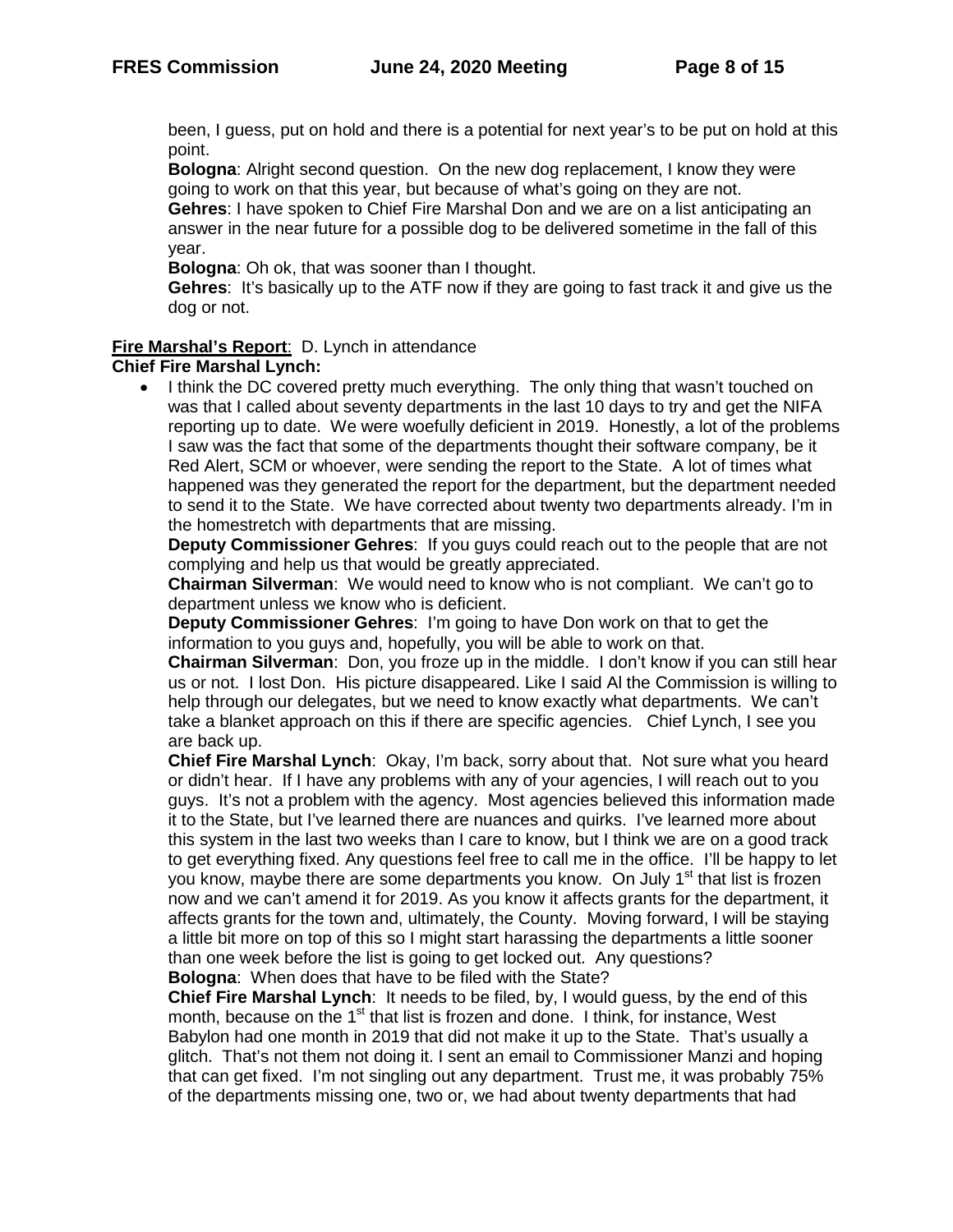been, I guess, put on hold and there is a potential for next year's to be put on hold at this point.

**Bologna**: Alright second question. On the new dog replacement, I know they were going to work on that this year, but because of what's going on they are not.

**Gehres**: I have spoken to Chief Fire Marshal Don and we are on a list anticipating an answer in the near future for a possible dog to be delivered sometime in the fall of this year.

**Bologna**: Oh ok, that was sooner than I thought.

**Gehres**: It's basically up to the ATF now if they are going to fast track it and give us the dog or not.

**<u>Fire Marshal's Report</u>**: D. Lynch in attendance

**Chief Fire Marshal Lynch:**

- I think the DC covered pretty much everything. The only thing that wasn't touched on was that I called about seventy departments in the last 10 days to try and get the NIFA reporting up to date. We were woefully deficient in 2019. Honestly, a lot of the problems I saw was the fact that some of the departments thought their software company, be it Red Alert, SCM or whoever, were sending the report to the State. A lot of times what happened was they generated the report for the department, but the department needed to send it to the State. We have corrected about twenty two departments already. I'm in the homestretch with departments that are missing.

  **Deputy Commissioner Gehres**: If you guys could reach out to the people that are not complying and help us that would be greatly appreciated.

  **Chairman Silverman**: We would need to know who is not compliant. We can't go to department unless we know who is deficient.

  **Deputy Commissioner Gehres**: I'm going to have Don work on that to get the information to you guys and, hopefully, you will be able to work on that.

  **Chairman Silverman**: Don, you froze up in the middle. I don't know if you can still hear us or not. I lost Don. His picture disappeared. Like I said Al the Commission is willing to help through our delegates, but we need to know exactly what departments. We can't take a blanket approach on this if there are specific agencies. Chief Lynch, I see you are back up.

  **Chief Fire Marshal Lynch**: Okay, I'm back, sorry about that. Not sure what you heard or didn't hear. If I have any problems with any of your agencies, I will reach out to you guys. It's not a problem with the agency. Most agencies believed this information made it to the State, but I've learned there are nuances and quirks. I've learned more about this system in the last two weeks than I care to know, but I think we are on a good track to get everything fixed. Any questions feel free to call me in the office. I'll be happy to let you know, maybe there are some departments you know. On July 1st that list is frozen now and we can't amend it for 2019. As you know it affects grants for the department, it affects grants for the town and, ultimately, the County. Moving forward, I will be staying a little bit more on top of this so I might start harassing the departments a little sooner than one week before the list is going to get locked out. Any questions?

  **Bologna**: When does that have to be filed with the State?

  **Chief Fire Marshal Lynch**: It needs to be filed, by, I would guess, by the end of this month, because on the 1st that list is frozen and done. I think, for instance, West Babylon had one month in 2019 that did not make it up to the State. That's usually a glitch. That's not them not doing it. I sent an email to Commissioner Manzi and hoping that can get fixed. I'm not singling out any department. Trust me, it was probably 75% of the departments missing one, two or, we had about twenty departments that had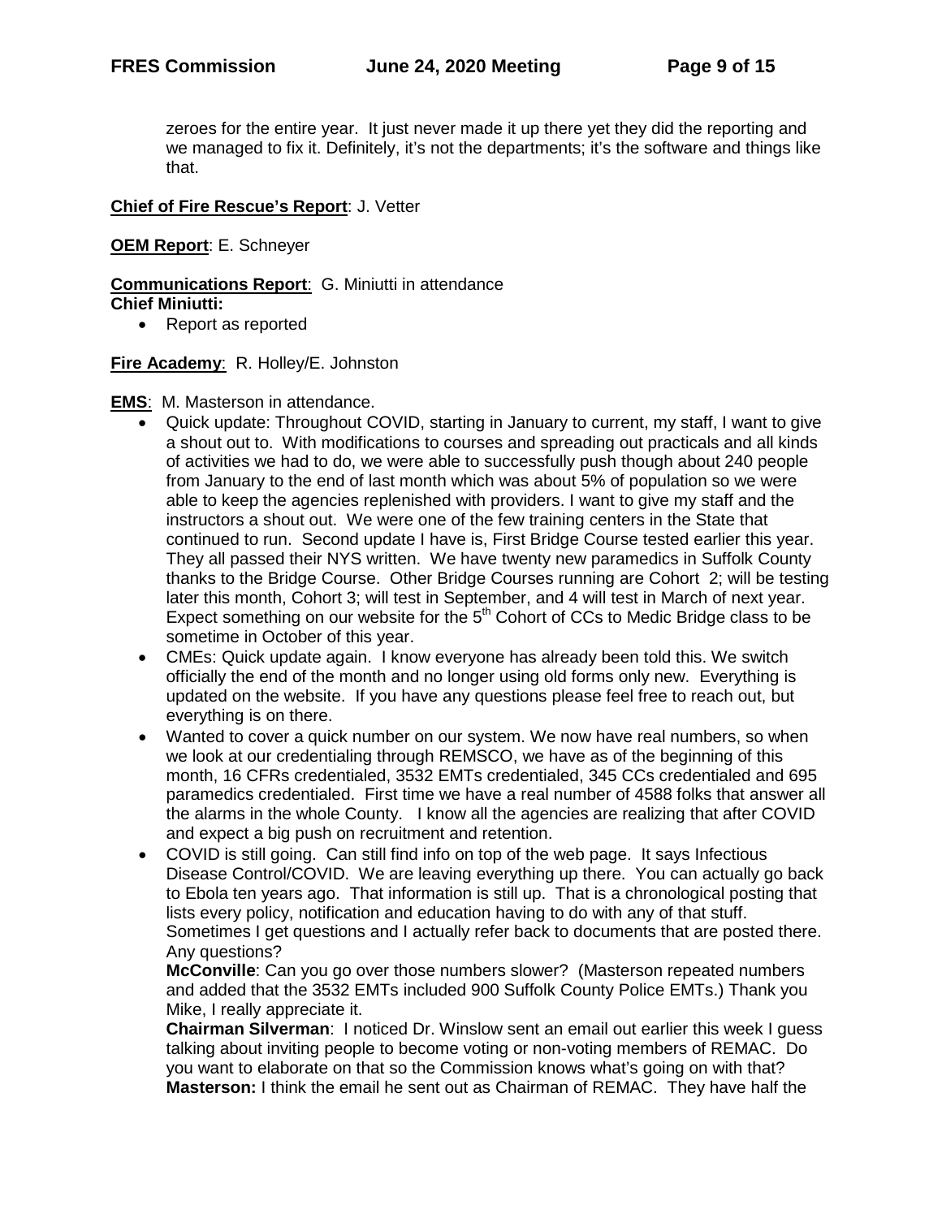zeroes for the entire year. It just never made it up there yet they did the reporting and we managed to fix it. Definitely, it's not the departments; it's the software and things like that.

**Chief of Fire Rescue's Report**: J. Vetter

**OEM Report**: E. Schneyer

**Communications Report**: G. Miniutti in attendance
**Chief Miniutti:**

- Report as reported

**Fire Academy**: R. Holley/E. Johnston

**EMS**: M. Masterson in attendance.

- Quick update: Throughout COVID, starting in January to current, my staff, I want to give a shout out to. With modifications to courses and spreading out practicals and all kinds of activities we had to do, we were able to successfully push though about 240 people from January to the end of last month which was about 5% of population so we were able to keep the agencies replenished with providers. I want to give my staff and the instructors a shout out. We were one of the few training centers in the State that continued to run. Second update I have is, First Bridge Course tested earlier this year. They all passed their NYS written. We have twenty new paramedics in Suffolk County thanks to the Bridge Course. Other Bridge Courses running are Cohort 2; will be testing later this month, Cohort 3; will test in September, and 4 will test in March of next year. Expect something on our website for the 5th Cohort of CCs to Medic Bridge class to be sometime in October of this year.
- CMEs: Quick update again. I know everyone has already been told this. We switch officially the end of the month and no longer using old forms only new. Everything is updated on the website. If you have any questions please feel free to reach out, but everything is on there.
- Wanted to cover a quick number on our system. We now have real numbers, so when we look at our credentialing through REMSCO, we have as of the beginning of this month, 16 CFRs credentialed, 3532 EMTs credentialed, 345 CCs credentialed and 695 paramedics credentialed. First time we have a real number of 4588 folks that answer all the alarms in the whole County. I know all the agencies are realizing that after COVID and expect a big push on recruitment and retention.
- COVID is still going. Can still find info on top of the web page. It says Infectious Disease Control/COVID. We are leaving everything up there. You can actually go back to Ebola ten years ago. That information is still up. That is a chronological posting that lists every policy, notification and education having to do with any of that stuff. Sometimes I get questions and I actually refer back to documents that are posted there. Any questions?

  **McConville**: Can you go over those numbers slower? (Masterson repeated numbers and added that the 3532 EMTs included 900 Suffolk County Police EMTs.) Thank you Mike, I really appreciate it.

  **Chairman Silverman**: I noticed Dr. Winslow sent an email out earlier this week I guess talking about inviting people to become voting or non-voting members of REMAC. Do you want to elaborate on that so the Commission knows what's going on with that?

  **Masterson:** I think the email he sent out as Chairman of REMAC. They have half the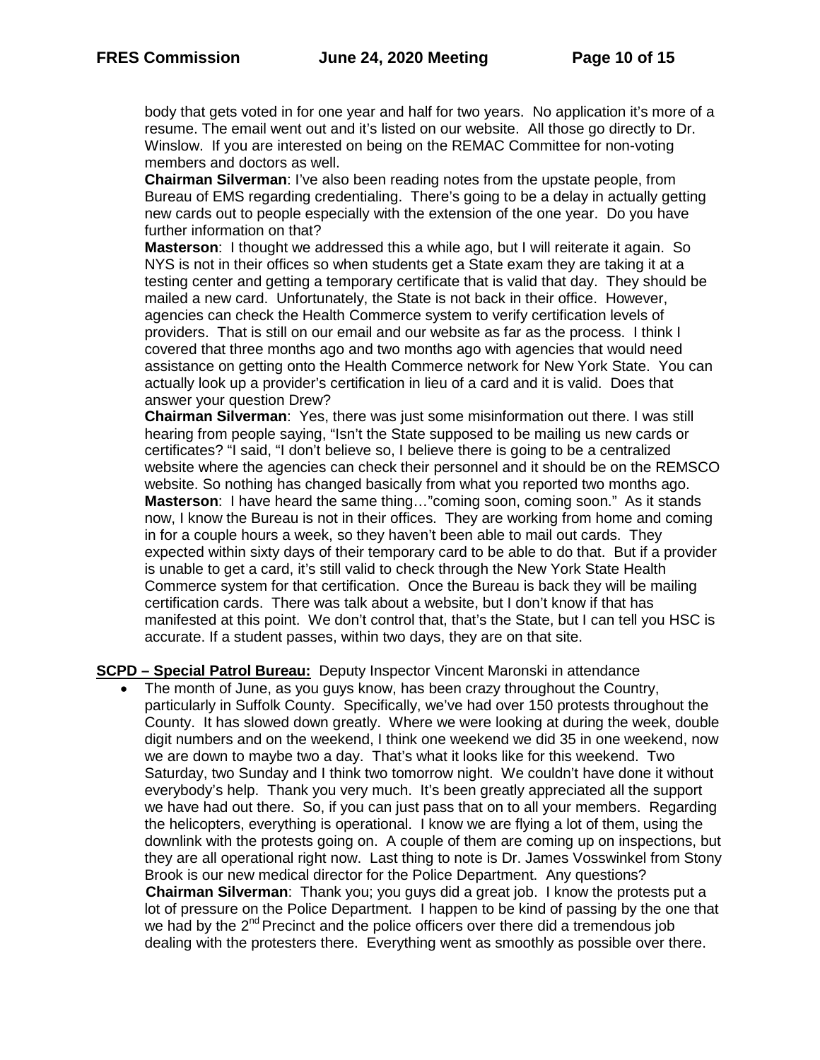body that gets voted in for one year and half for two years. No application it's more of a resume. The email went out and it's listed on our website. All those go directly to Dr. Winslow. If you are interested on being on the REMAC Committee for non-voting members and doctors as well.

**Chairman Silverman**: I've also been reading notes from the upstate people, from Bureau of EMS regarding credentialing. There's going to be a delay in actually getting new cards out to people especially with the extension of the one year. Do you have further information on that?

**Masterson**: I thought we addressed this a while ago, but I will reiterate it again. So NYS is not in their offices so when students get a State exam they are taking it at a testing center and getting a temporary certificate that is valid that day. They should be mailed a new card. Unfortunately, the State is not back in their office. However, agencies can check the Health Commerce system to verify certification levels of providers. That is still on our email and our website as far as the process. I think I covered that three months ago and two months ago with agencies that would need assistance on getting onto the Health Commerce network for New York State. You can actually look up a provider's certification in lieu of a card and it is valid. Does that answer your question Drew?

**Chairman Silverman**: Yes, there was just some misinformation out there. I was still hearing from people saying, "Isn't the State supposed to be mailing us new cards or certificates? "I said, "I don't believe so, I believe there is going to be a centralized website where the agencies can check their personnel and it should be on the REMSCO website. So nothing has changed basically from what you reported two months ago.

**Masterson**: I have heard the same thing…"coming soon, coming soon." As it stands now, I know the Bureau is not in their offices. They are working from home and coming in for a couple hours a week, so they haven't been able to mail out cards. They expected within sixty days of their temporary card to be able to do that. But if a provider is unable to get a card, it's still valid to check through the New York State Health Commerce system for that certification. Once the Bureau is back they will be mailing certification cards. There was talk about a website, but I don't know if that has manifested at this point. We don't control that, that's the State, but I can tell you HSC is accurate. If a student passes, within two days, they are on that site.

**<u>SCPD – Special Patrol Bureau:</u>** Deputy Inspector Vincent Maronski in attendance

- The month of June, as you guys know, has been crazy throughout the Country, particularly in Suffolk County. Specifically, we've had over 150 protests throughout the County. It has slowed down greatly. Where we were looking at during the week, double digit numbers and on the weekend, I think one weekend we did 35 in one weekend, now we are down to maybe two a day. That's what it looks like for this weekend. Two Saturday, two Sunday and I think two tomorrow night. We couldn't have done it without everybody's help. Thank you very much. It's been greatly appreciated all the support we have had out there. So, if you can just pass that on to all your members. Regarding the helicopters, everything is operational. I know we are flying a lot of them, using the downlink with the protests going on. A couple of them are coming up on inspections, but they are all operational right now. Last thing to note is Dr. James Vosswinkel from Stony Brook is our new medical director for the Police Department. Any questions?

  **Chairman Silverman**: Thank you; you guys did a great job. I know the protests put a lot of pressure on the Police Department. I happen to be kind of passing by the one that we had by the 2nd Precinct and the police officers over there did a tremendous job dealing with the protesters there. Everything went as smoothly as possible over there.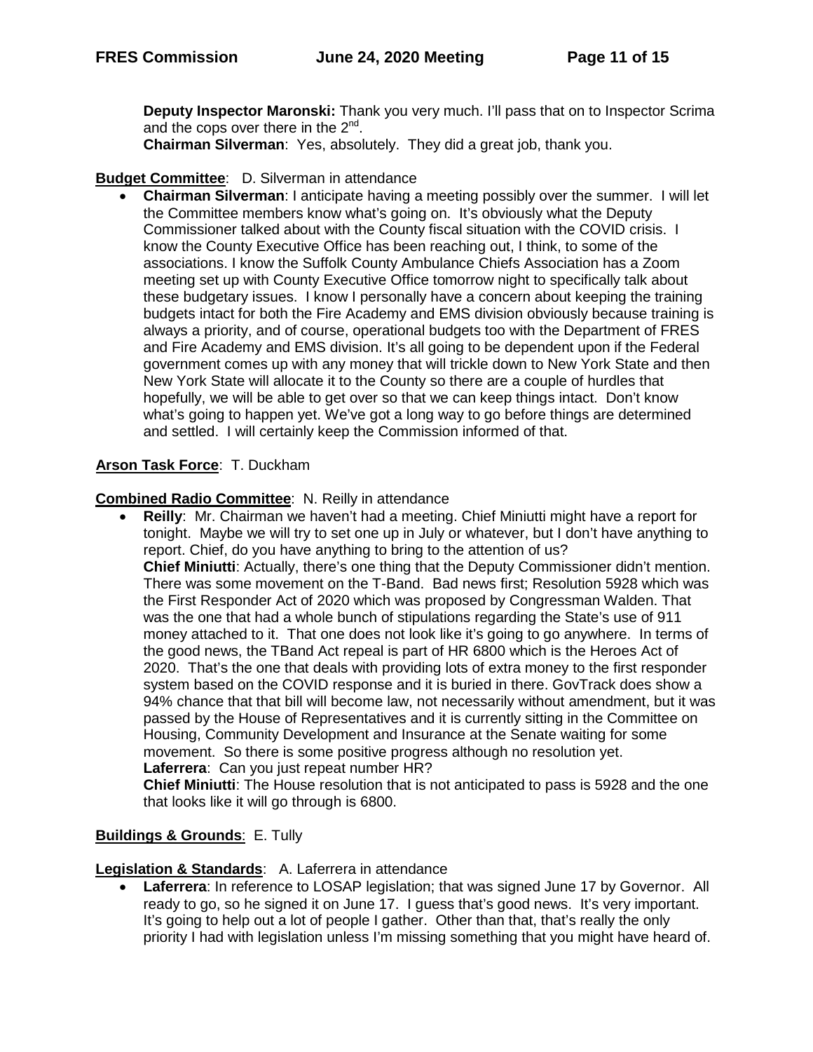**Deputy Inspector Maronski:** Thank you very much. I'll pass that on to Inspector Scrima and the cops over there in the 2nd.
**Chairman Silverman**: Yes, absolutely. They did a great job, thank you.

**Budget Committee**: D. Silverman in attendance

- **Chairman Silverman**: I anticipate having a meeting possibly over the summer. I will let the Committee members know what's going on. It's obviously what the Deputy Commissioner talked about with the County fiscal situation with the COVID crisis. I know the County Executive Office has been reaching out, I think, to some of the associations. I know the Suffolk County Ambulance Chiefs Association has a Zoom meeting set up with County Executive Office tomorrow night to specifically talk about these budgetary issues. I know I personally have a concern about keeping the training budgets intact for both the Fire Academy and EMS division obviously because training is always a priority, and of course, operational budgets too with the Department of FRES and Fire Academy and EMS division. It's all going to be dependent upon if the Federal government comes up with any money that will trickle down to New York State and then New York State will allocate it to the County so there are a couple of hurdles that hopefully, we will be able to get over so that we can keep things intact. Don't know what's going to happen yet. We've got a long way to go before things are determined and settled. I will certainly keep the Commission informed of that.

**Arson Task Force**: T. Duckham

**Combined Radio Committee**: N. Reilly in attendance

- **Reilly**: Mr. Chairman we haven't had a meeting. Chief Miniutti might have a report for tonight. Maybe we will try to set one up in July or whatever, but I don't have anything to report. Chief, do you have anything to bring to the attention of us?
  **Chief Miniutti**: Actually, there's one thing that the Deputy Commissioner didn't mention. There was some movement on the T-Band. Bad news first; Resolution 5928 which was the First Responder Act of 2020 which was proposed by Congressman Walden. That was the one that had a whole bunch of stipulations regarding the State's use of 911 money attached to it. That one does not look like it's going to go anywhere. In terms of the good news, the TBand Act repeal is part of HR 6800 which is the Heroes Act of 2020. That's the one that deals with providing lots of extra money to the first responder system based on the COVID response and it is buried in there. GovTrack does show a 94% chance that that bill will become law, not necessarily without amendment, but it was passed by the House of Representatives and it is currently sitting in the Committee on Housing, Community Development and Insurance at the Senate waiting for some movement. So there is some positive progress although no resolution yet.
  **Laferrera**: Can you just repeat number HR?
  **Chief Miniutti**: The House resolution that is not anticipated to pass is 5928 and the one that looks like it will go through is 6800.

**Buildings & Grounds**: E. Tully

**Legislation & Standards**: A. Laferrera in attendance

- **Laferrera**: In reference to LOSAP legislation; that was signed June 17 by Governor. All ready to go, so he signed it on June 17. I guess that's good news. It's very important. It's going to help out a lot of people I gather. Other than that, that's really the only priority I had with legislation unless I'm missing something that you might have heard of.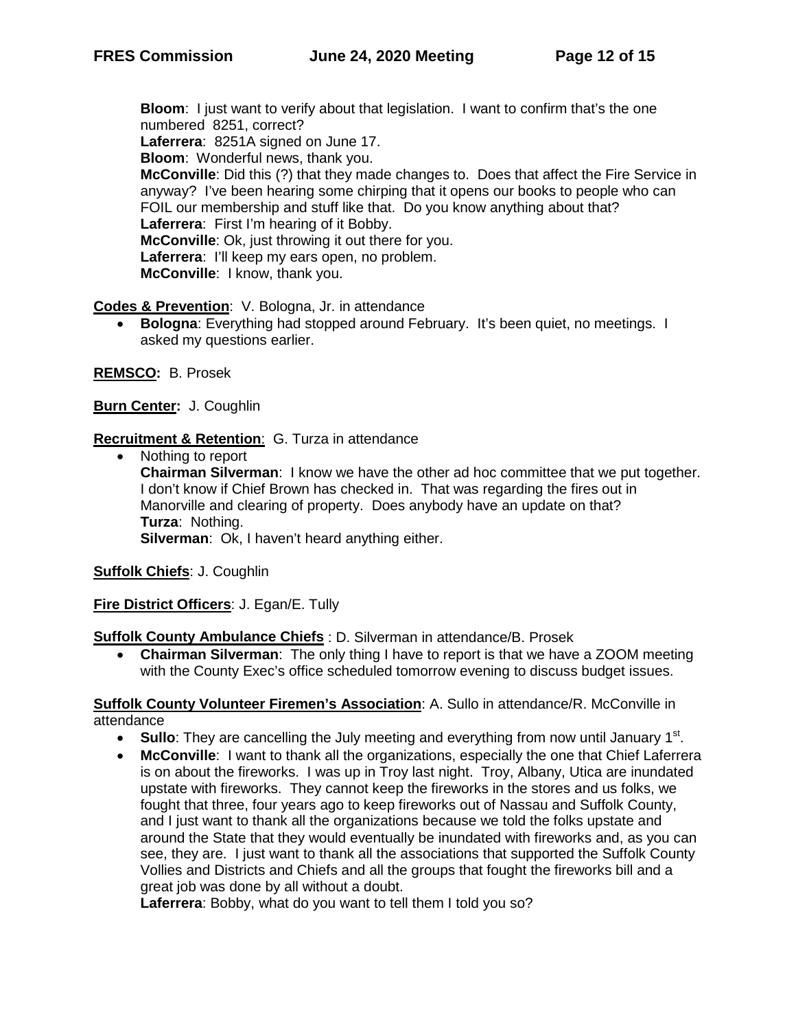**Bloom**: I just want to verify about that legislation. I want to confirm that's the one numbered 8251, correct?
**Laferrera**: 8251A signed on June 17.
**Bloom**: Wonderful news, thank you.
**McConville**: Did this (?) that they made changes to. Does that affect the Fire Service in anyway? I've been hearing some chirping that it opens our books to people who can FOIL our membership and stuff like that. Do you know anything about that?
**Laferrera**: First I'm hearing of it Bobby.
**McConville**: Ok, just throwing it out there for you.
**Laferrera**: I'll keep my ears open, no problem.
**McConville**: I know, thank you.

**<u>Codes & Prevention</u>**: V. Bologna, Jr. in attendance

- **Bologna**: Everything had stopped around February. It's been quiet, no meetings. I asked my questions earlier.

**<u>REMSCO:</u>** B. Prosek

**<u>Burn Center:</u>** J. Coughlin

**<u>Recruitment & Retention</u>**: G. Turza in attendance

- Nothing to report
  **Chairman Silverman**: I know we have the other ad hoc committee that we put together. I don't know if Chief Brown has checked in. That was regarding the fires out in Manorville and clearing of property. Does anybody have an update on that?
  **Turza**: Nothing.
  **Silverman**: Ok, I haven't heard anything either.

**<u>Suffolk Chiefs</u>**: J. Coughlin

**<u>Fire District Officers</u>**: J. Egan/E. Tully

**<u>Suffolk County Ambulance Chiefs</u>** : D. Silverman in attendance/B. Prosek

- **Chairman Silverman**: The only thing I have to report is that we have a ZOOM meeting with the County Exec's office scheduled tomorrow evening to discuss budget issues.

**<u>Suffolk County Volunteer Firemen's Association</u>**: A. Sullo in attendance/R. McConville in attendance

- **Sullo**: They are cancelling the July meeting and everything from now until January 1st.
- **McConville**: I want to thank all the organizations, especially the one that Chief Laferrera is on about the fireworks. I was up in Troy last night. Troy, Albany, Utica are inundated upstate with fireworks. They cannot keep the fireworks in the stores and us folks, we fought that three, four years ago to keep fireworks out of Nassau and Suffolk County, and I just want to thank all the organizations because we told the folks upstate and around the State that they would eventually be inundated with fireworks and, as you can see, they are. I just want to thank all the associations that supported the Suffolk County Vollies and Districts and Chiefs and all the groups that fought the fireworks bill and a great job was done by all without a doubt.
  **Laferrera**: Bobby, what do you want to tell them I told you so?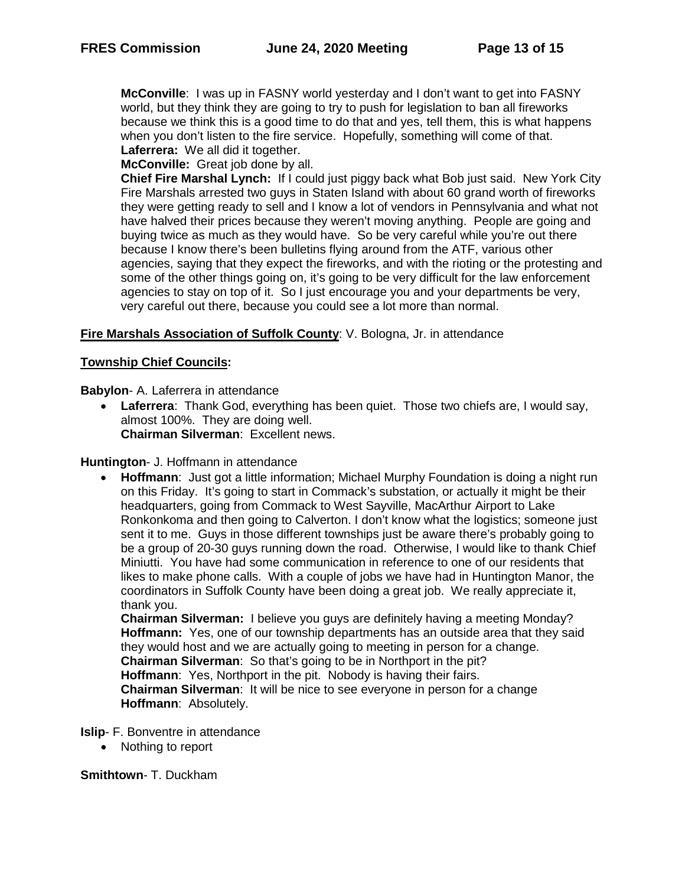**McConville**: I was up in FASNY world yesterday and I don't want to get into FASNY world, but they think they are going to try to push for legislation to ban all fireworks because we think this is a good time to do that and yes, tell them, this is what happens when you don't listen to the fire service. Hopefully, something will come of that.
**Laferrera:** We all did it together.
**McConville:** Great job done by all.
**Chief Fire Marshal Lynch:** If I could just piggy back what Bob just said. New York City Fire Marshals arrested two guys in Staten Island with about 60 grand worth of fireworks they were getting ready to sell and I know a lot of vendors in Pennsylvania and what not have halved their prices because they weren't moving anything. People are going and buying twice as much as they would have. So be very careful while you're out there because I know there's been bulletins flying around from the ATF, various other agencies, saying that they expect the fireworks, and with the rioting or the protesting and some of the other things going on, it's going to be very difficult for the law enforcement agencies to stay on top of it. So I just encourage you and your departments be very, very careful out there, because you could see a lot more than normal.

**Fire Marshals Association of Suffolk County**: V. Bologna, Jr. in attendance

**Township Chief Councils:**

**Babylon**- A. Laferrera in attendance

- **Laferrera**: Thank God, everything has been quiet. Those two chiefs are, I would say, almost 100%. They are doing well.
  **Chairman Silverman**: Excellent news.

**Huntington**- J. Hoffmann in attendance

- **Hoffmann**: Just got a little information; Michael Murphy Foundation is doing a night run on this Friday. It's going to start in Commack's substation, or actually it might be their headquarters, going from Commack to West Sayville, MacArthur Airport to Lake Ronkonkoma and then going to Calverton. I don't know what the logistics; someone just sent it to me. Guys in those different townships just be aware there's probably going to be a group of 20-30 guys running down the road. Otherwise, I would like to thank Chief Miniutti. You have had some communication in reference to one of our residents that likes to make phone calls. With a couple of jobs we have had in Huntington Manor, the coordinators in Suffolk County have been doing a great job. We really appreciate it, thank you.
  **Chairman Silverman:** I believe you guys are definitely having a meeting Monday?
  **Hoffmann:** Yes, one of our township departments has an outside area that they said they would host and we are actually going to meeting in person for a change.
  **Chairman Silverman**: So that's going to be in Northport in the pit?
  **Hoffmann**: Yes, Northport in the pit. Nobody is having their fairs.
  **Chairman Silverman**: It will be nice to see everyone in person for a change
  **Hoffmann**: Absolutely.

**Islip**- F. Bonventre in attendance

- Nothing to report

**Smithtown**- T. Duckham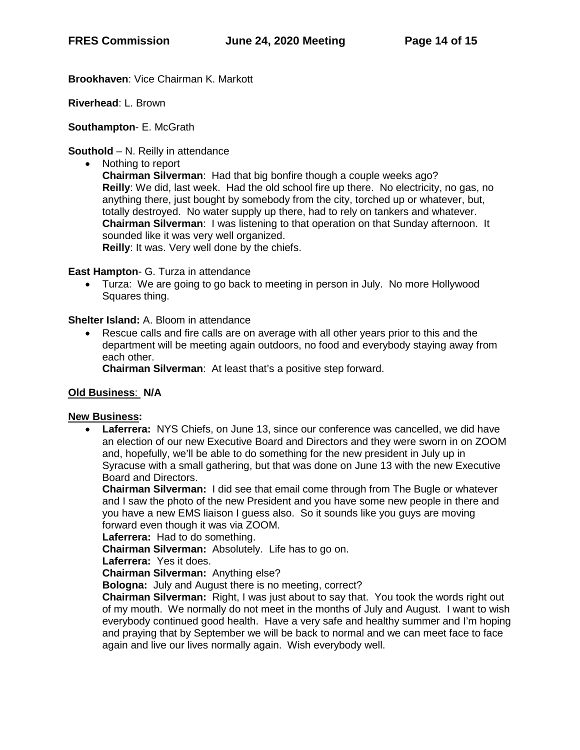**Brookhaven**: Vice Chairman K. Markott

**Riverhead**: L. Brown

**Southampton**- E. McGrath

**Southold** – N. Reilly in attendance

- Nothing to report
  **Chairman Silverman**: Had that big bonfire though a couple weeks ago?
  **Reilly**: We did, last week. Had the old school fire up there. No electricity, no gas, no anything there, just bought by somebody from the city, torched up or whatever, but, totally destroyed. No water supply up there, had to rely on tankers and whatever.
  **Chairman Silverman**: I was listening to that operation on that Sunday afternoon. It sounded like it was very well organized.
  **Reilly**: It was. Very well done by the chiefs.

**East Hampton**- G. Turza in attendance

- Turza: We are going to go back to meeting in person in July. No more Hollywood Squares thing.

**Shelter Island:** A. Bloom in attendance

- Rescue calls and fire calls are on average with all other years prior to this and the department will be meeting again outdoors, no food and everybody staying away from each other.
  **Chairman Silverman**: At least that's a positive step forward.

**Old Business**: **N/A**

**New Business:**

- **Laferrera:** NYS Chiefs, on June 13, since our conference was cancelled, we did have an election of our new Executive Board and Directors and they were sworn in on ZOOM and, hopefully, we'll be able to do something for the new president in July up in Syracuse with a small gathering, but that was done on June 13 with the new Executive Board and Directors.
  **Chairman Silverman:** I did see that email come through from The Bugle or whatever and I saw the photo of the new President and you have some new people in there and you have a new EMS liaison I guess also. So it sounds like you guys are moving forward even though it was via ZOOM.
  **Laferrera:** Had to do something.
  **Chairman Silverman:** Absolutely. Life has to go on.
  **Laferrera:** Yes it does.
  **Chairman Silverman:** Anything else?
  **Bologna:** July and August there is no meeting, correct?
  **Chairman Silverman:** Right, I was just about to say that. You took the words right out of my mouth. We normally do not meet in the months of July and August. I want to wish everybody continued good health. Have a very safe and healthy summer and I'm hoping and praying that by September we will be back to normal and we can meet face to face again and live our lives normally again. Wish everybody well.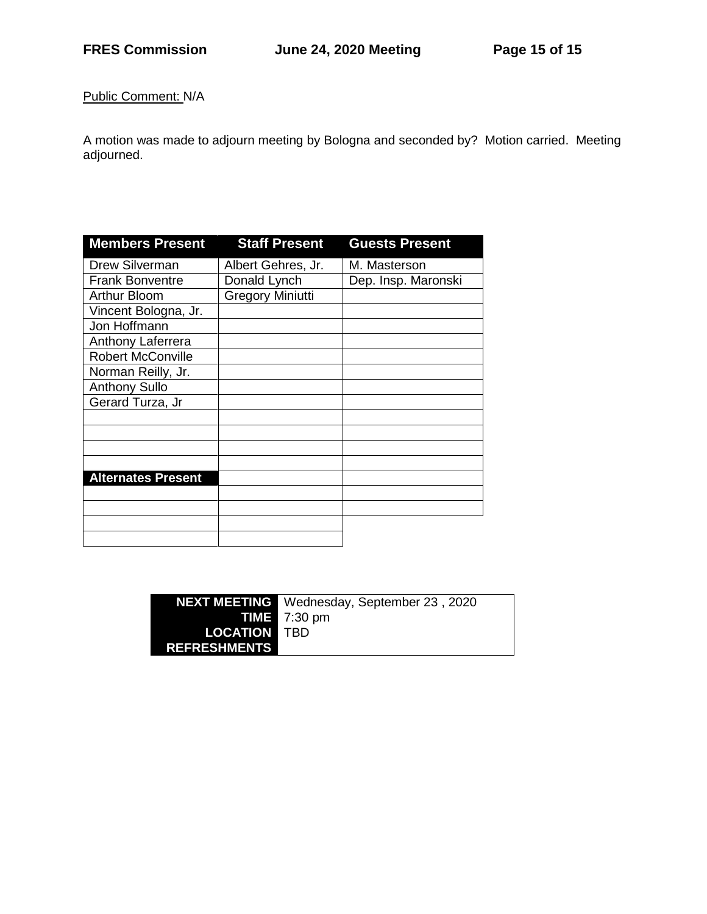Public Comment: N/A

A motion was made to adjourn meeting by Bologna and seconded by? Motion carried. Meeting adjourned.

| Members Present | Staff Present | Guests Present |
|---|---|---|
| Drew Silverman | Albert Gehres, Jr. | M. Masterson |
| Frank Bonventre | Donald Lynch | Dep. Insp. Maronski |
| Arthur Bloom | Gregory Miniutti | |
| Vincent Bologna, Jr. | | |
| Jon Hoffmann | | |
| Anthony Laferrera | | |
| Robert McConville | | |
| Norman Reilly, Jr. | | |
| Anthony Sullo | | |
| Gerard Turza, Jr | | |
| | | |
| | | |
| | | |
| | | |
| **Alternates Present** | | |
| | | |
| | | |
| | | |
| | | |

| | |
|---|---|
| **NEXT MEETING** | Wednesday, September 23 , 2020 |
| **TIME** | 7:30 pm |
| **LOCATION** | TBD |
| **REFRESHMENTS** | |